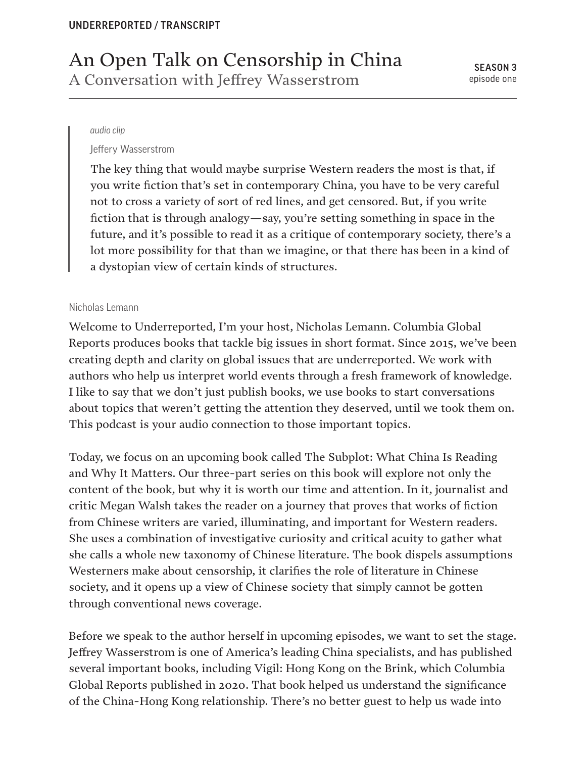UNDERREPORTED / TRANSCRIPT

# An Open Talk on Censorship in China

## A Conversation with Jeffrey Wasserstrom

**SEASON 3**
episode one

> *audio clip*
>
> Jeffery Wasserstrom
>
> The key thing that would maybe surprise Western readers the most is that, if you write fiction that's set in contemporary China, you have to be very careful not to cross a variety of sort of red lines, and get censored. But, if you write fiction that is through analogy—say, you're setting something in space in the future, and it's possible to read it as a critique of contemporary society, there's a lot more possibility for that than we imagine, or that there has been in a kind of a dystopian view of certain kinds of structures.

Nicholas Lemann

Welcome to Underreported, I'm your host, Nicholas Lemann. Columbia Global Reports produces books that tackle big issues in short format. Since 2015, we've been creating depth and clarity on global issues that are underreported. We work with authors who help us interpret world events through a fresh framework of knowledge. I like to say that we don't just publish books, we use books to start conversations about topics that weren't getting the attention they deserved, until we took them on. This podcast is your audio connection to those important topics.

Today, we focus on an upcoming book called The Subplot: What China Is Reading and Why It Matters. Our three-part series on this book will explore not only the content of the book, but why it is worth our time and attention. In it, journalist and critic Megan Walsh takes the reader on a journey that proves that works of fiction from Chinese writers are varied, illuminating, and important for Western readers. She uses a combination of investigative curiosity and critical acuity to gather what she calls a whole new taxonomy of Chinese literature. The book dispels assumptions Westerners make about censorship, it clarifies the role of literature in Chinese society, and it opens up a view of Chinese society that simply cannot be gotten through conventional news coverage.

Before we speak to the author herself in upcoming episodes, we want to set the stage. Jeffrey Wasserstrom is one of America's leading China specialists, and has published several important books, including Vigil: Hong Kong on the Brink, which Columbia Global Reports published in 2020. That book helped us understand the significance of the China-Hong Kong relationship. There's no better guest to help us wade into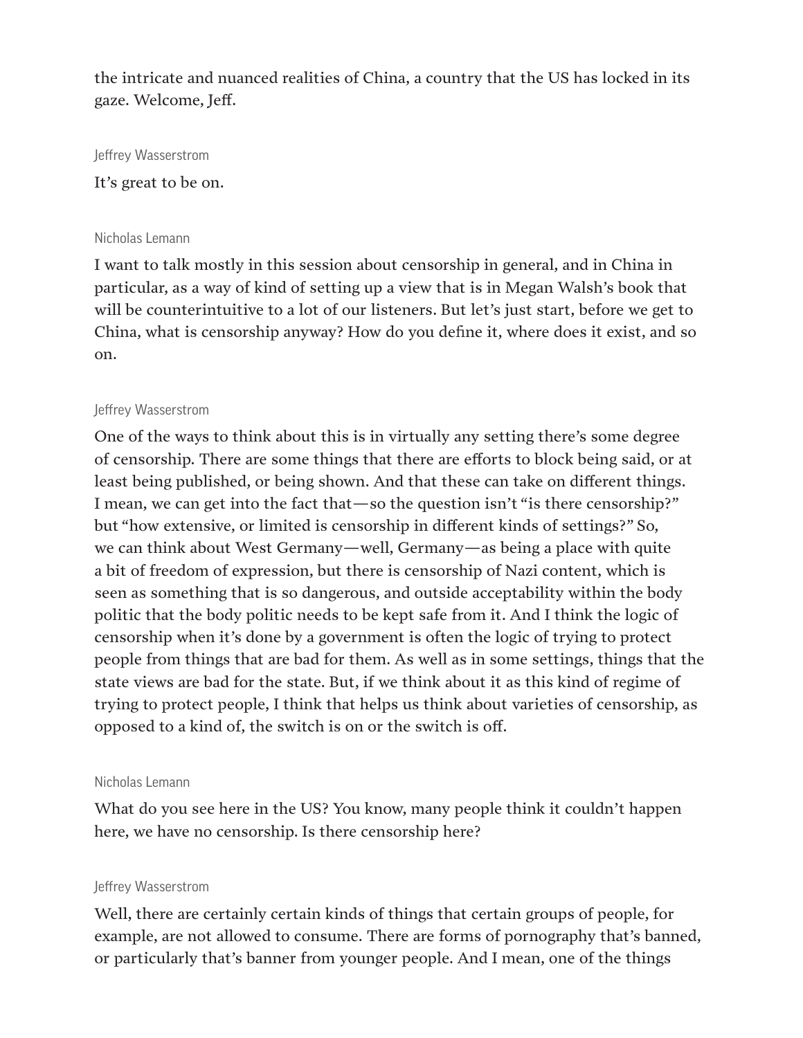the intricate and nuanced realities of China, a country that the US has locked in its gaze. Welcome, Jeff.

Jeffrey Wasserstrom

It's great to be on.

Nicholas Lemann

I want to talk mostly in this session about censorship in general, and in China in particular, as a way of kind of setting up a view that is in Megan Walsh's book that will be counterintuitive to a lot of our listeners. But let's just start, before we get to China, what is censorship anyway? How do you define it, where does it exist, and so on.

Jeffrey Wasserstrom

One of the ways to think about this is in virtually any setting there's some degree of censorship. There are some things that there are efforts to block being said, or at least being published, or being shown. And that these can take on different things. I mean, we can get into the fact that—so the question isn't "is there censorship?" but "how extensive, or limited is censorship in different kinds of settings?" So, we can think about West Germany—well, Germany—as being a place with quite a bit of freedom of expression, but there is censorship of Nazi content, which is seen as something that is so dangerous, and outside acceptability within the body politic that the body politic needs to be kept safe from it. And I think the logic of censorship when it's done by a government is often the logic of trying to protect people from things that are bad for them. As well as in some settings, things that the state views are bad for the state. But, if we think about it as this kind of regime of trying to protect people, I think that helps us think about varieties of censorship, as opposed to a kind of, the switch is on or the switch is off.

Nicholas Lemann

What do you see here in the US? You know, many people think it couldn't happen here, we have no censorship. Is there censorship here?

Jeffrey Wasserstrom

Well, there are certainly certain kinds of things that certain groups of people, for example, are not allowed to consume. There are forms of pornography that's banned, or particularly that's banner from younger people. And I mean, one of the things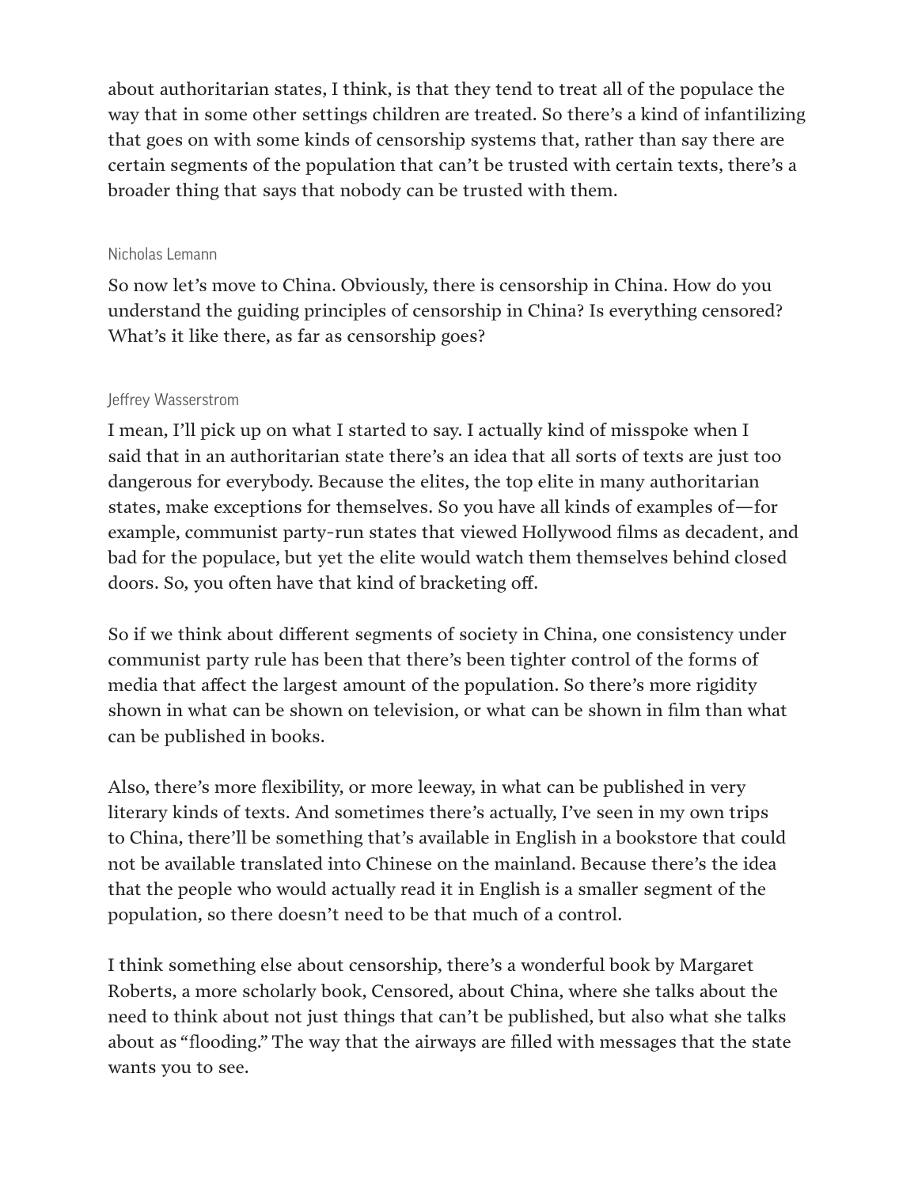about authoritarian states, I think, is that they tend to treat all of the populace the way that in some other settings children are treated. So there's a kind of infantilizing that goes on with some kinds of censorship systems that, rather than say there are certain segments of the population that can't be trusted with certain texts, there's a broader thing that says that nobody can be trusted with them.

Nicholas Lemann

So now let's move to China. Obviously, there is censorship in China. How do you understand the guiding principles of censorship in China? Is everything censored? What's it like there, as far as censorship goes?

Jeffrey Wasserstrom

I mean, I'll pick up on what I started to say. I actually kind of misspoke when I said that in an authoritarian state there's an idea that all sorts of texts are just too dangerous for everybody. Because the elites, the top elite in many authoritarian states, make exceptions for themselves. So you have all kinds of examples of—for example, communist party-run states that viewed Hollywood films as decadent, and bad for the populace, but yet the elite would watch them themselves behind closed doors. So, you often have that kind of bracketing off.

So if we think about different segments of society in China, one consistency under communist party rule has been that there's been tighter control of the forms of media that affect the largest amount of the population. So there's more rigidity shown in what can be shown on television, or what can be shown in film than what can be published in books.

Also, there's more flexibility, or more leeway, in what can be published in very literary kinds of texts. And sometimes there's actually, I've seen in my own trips to China, there'll be something that's available in English in a bookstore that could not be available translated into Chinese on the mainland. Because there's the idea that the people who would actually read it in English is a smaller segment of the population, so there doesn't need to be that much of a control.

I think something else about censorship, there's a wonderful book by Margaret Roberts, a more scholarly book, Censored, about China, where she talks about the need to think about not just things that can't be published, but also what she talks about as "flooding." The way that the airways are filled with messages that the state wants you to see.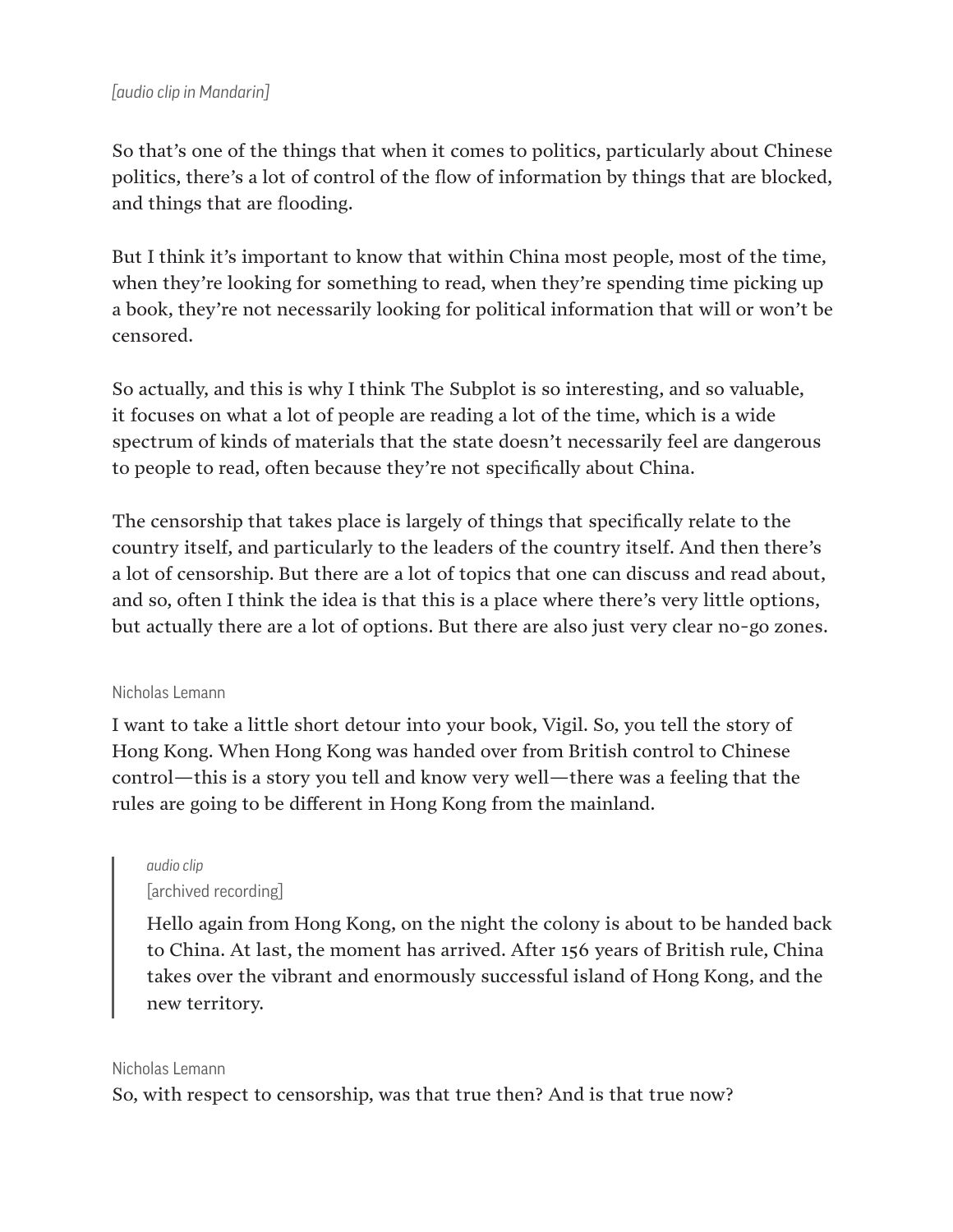*[audio clip in Mandarin]*

So that's one of the things that when it comes to politics, particularly about Chinese politics, there's a lot of control of the flow of information by things that are blocked, and things that are flooding.

But I think it's important to know that within China most people, most of the time, when they're looking for something to read, when they're spending time picking up a book, they're not necessarily looking for political information that will or won't be censored.

So actually, and this is why I think The Subplot is so interesting, and so valuable, it focuses on what a lot of people are reading a lot of the time, which is a wide spectrum of kinds of materials that the state doesn't necessarily feel are dangerous to people to read, often because they're not specifically about China.

The censorship that takes place is largely of things that specifically relate to the country itself, and particularly to the leaders of the country itself. And then there's a lot of censorship. But there are a lot of topics that one can discuss and read about, and so, often I think the idea is that this is a place where there's very little options, but actually there are a lot of options. But there are also just very clear no-go zones.

Nicholas Lemann

I want to take a little short detour into your book, Vigil. So, you tell the story of Hong Kong. When Hong Kong was handed over from British control to Chinese control—this is a story you tell and know very well—there was a feeling that the rules are going to be different in Hong Kong from the mainland.

> *audio clip*
> [archived recording]
>
> Hello again from Hong Kong, on the night the colony is about to be handed back to China. At last, the moment has arrived. After 156 years of British rule, China takes over the vibrant and enormously successful island of Hong Kong, and the new territory.

Nicholas Lemann

So, with respect to censorship, was that true then? And is that true now?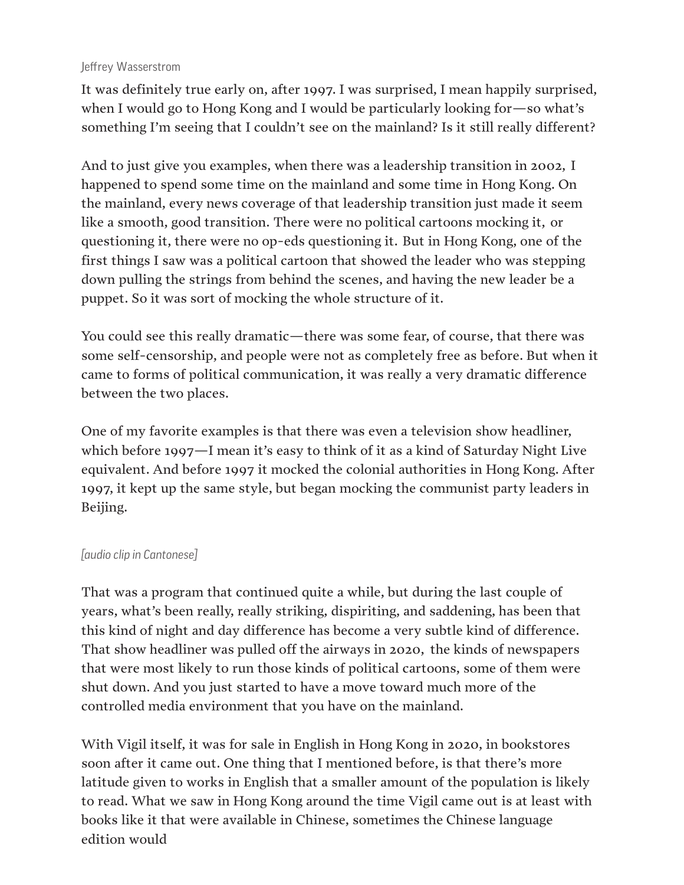Jeffrey Wasserstrom

It was definitely true early on, after 1997. I was surprised, I mean happily surprised, when I would go to Hong Kong and I would be particularly looking for—so what's something I'm seeing that I couldn't see on the mainland? Is it still really different?

And to just give you examples, when there was a leadership transition in 2002, I happened to spend some time on the mainland and some time in Hong Kong. On the mainland, every news coverage of that leadership transition just made it seem like a smooth, good transition. There were no political cartoons mocking it, or questioning it, there were no op-eds questioning it. But in Hong Kong, one of the first things I saw was a political cartoon that showed the leader who was stepping down pulling the strings from behind the scenes, and having the new leader be a puppet. So it was sort of mocking the whole structure of it.

You could see this really dramatic—there was some fear, of course, that there was some self-censorship, and people were not as completely free as before. But when it came to forms of political communication, it was really a very dramatic difference between the two places.

One of my favorite examples is that there was even a television show headliner, which before 1997—I mean it's easy to think of it as a kind of Saturday Night Live equivalent. And before 1997 it mocked the colonial authorities in Hong Kong. After 1997, it kept up the same style, but began mocking the communist party leaders in Beijing.

*[audio clip in Cantonese]*

That was a program that continued quite a while, but during the last couple of years, what's been really, really striking, dispiriting, and saddening, has been that this kind of night and day difference has become a very subtle kind of difference. That show headliner was pulled off the airways in 2020, the kinds of newspapers that were most likely to run those kinds of political cartoons, some of them were shut down. And you just started to have a move toward much more of the controlled media environment that you have on the mainland.

With Vigil itself, it was for sale in English in Hong Kong in 2020, in bookstores soon after it came out. One thing that I mentioned before, is that there's more latitude given to works in English that a smaller amount of the population is likely to read. What we saw in Hong Kong around the time Vigil came out is at least with books like it that were available in Chinese, sometimes the Chinese language edition would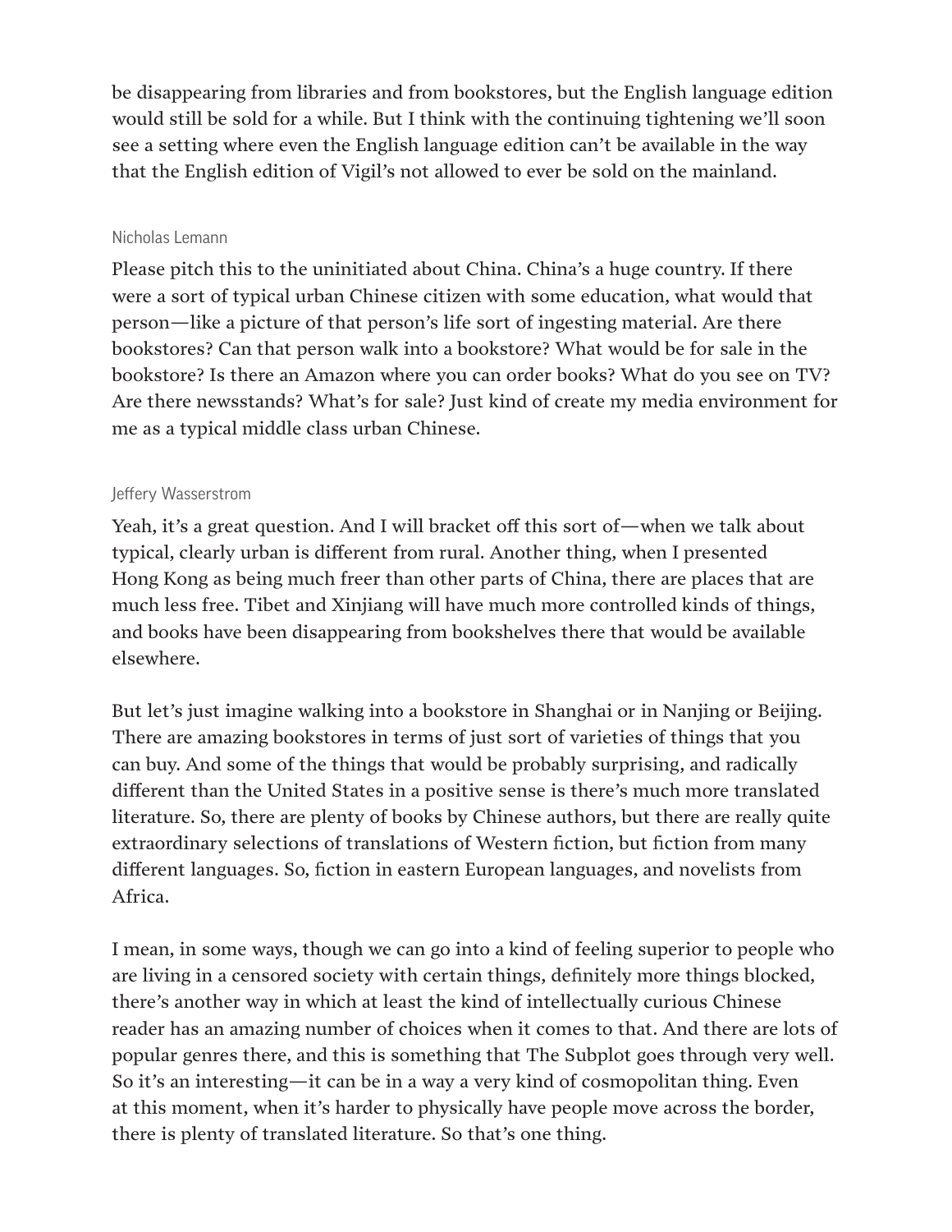be disappearing from libraries and from bookstores, but the English language edition would still be sold for a while. But I think with the continuing tightening we'll soon see a setting where even the English language edition can't be available in the way that the English edition of Vigil's not allowed to ever be sold on the mainland.

Nicholas Lemann

Please pitch this to the uninitiated about China. China's a huge country. If there were a sort of typical urban Chinese citizen with some education, what would that person—like a picture of that person's life sort of ingesting material. Are there bookstores? Can that person walk into a bookstore? What would be for sale in the bookstore? Is there an Amazon where you can order books? What do you see on TV? Are there newsstands? What's for sale? Just kind of create my media environment for me as a typical middle class urban Chinese.

Jeffery Wasserstrom

Yeah, it's a great question. And I will bracket off this sort of—when we talk about typical, clearly urban is different from rural. Another thing, when I presented Hong Kong as being much freer than other parts of China, there are places that are much less free. Tibet and Xinjiang will have much more controlled kinds of things, and books have been disappearing from bookshelves there that would be available elsewhere.

But let's just imagine walking into a bookstore in Shanghai or in Nanjing or Beijing. There are amazing bookstores in terms of just sort of varieties of things that you can buy. And some of the things that would be probably surprising, and radically different than the United States in a positive sense is there's much more translated literature. So, there are plenty of books by Chinese authors, but there are really quite extraordinary selections of translations of Western fiction, but fiction from many different languages. So, fiction in eastern European languages, and novelists from Africa.

I mean, in some ways, though we can go into a kind of feeling superior to people who are living in a censored society with certain things, definitely more things blocked, there's another way in which at least the kind of intellectually curious Chinese reader has an amazing number of choices when it comes to that. And there are lots of popular genres there, and this is something that The Subplot goes through very well. So it's an interesting—it can be in a way a very kind of cosmopolitan thing. Even at this moment, when it's harder to physically have people move across the border, there is plenty of translated literature. So that's one thing.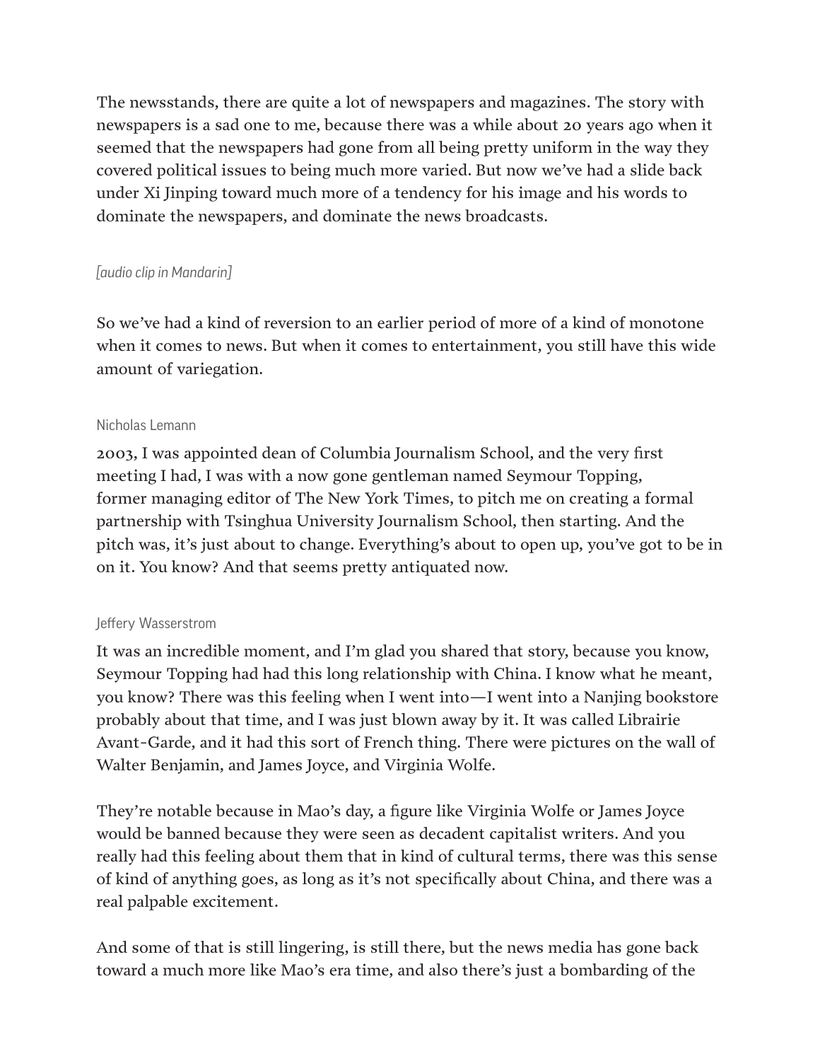The newsstands, there are quite a lot of newspapers and magazines. The story with newspapers is a sad one to me, because there was a while about 20 years ago when it seemed that the newspapers had gone from all being pretty uniform in the way they covered political issues to being much more varied. But now we've had a slide back under Xi Jinping toward much more of a tendency for his image and his words to dominate the newspapers, and dominate the news broadcasts.

*[audio clip in Mandarin]*

So we've had a kind of reversion to an earlier period of more of a kind of monotone when it comes to news. But when it comes to entertainment, you still have this wide amount of variegation.

Nicholas Lemann

2003, I was appointed dean of Columbia Journalism School, and the very first meeting I had, I was with a now gone gentleman named Seymour Topping, former managing editor of The New York Times, to pitch me on creating a formal partnership with Tsinghua University Journalism School, then starting. And the pitch was, it's just about to change. Everything's about to open up, you've got to be in on it. You know? And that seems pretty antiquated now.

Jeffery Wasserstrom

It was an incredible moment, and I'm glad you shared that story, because you know, Seymour Topping had had this long relationship with China. I know what he meant, you know? There was this feeling when I went into—I went into a Nanjing bookstore probably about that time, and I was just blown away by it. It was called Librairie Avant-Garde, and it had this sort of French thing. There were pictures on the wall of Walter Benjamin, and James Joyce, and Virginia Wolfe.

They're notable because in Mao's day, a figure like Virginia Wolfe or James Joyce would be banned because they were seen as decadent capitalist writers. And you really had this feeling about them that in kind of cultural terms, there was this sense of kind of anything goes, as long as it's not specifically about China, and there was a real palpable excitement.

And some of that is still lingering, is still there, but the news media has gone back toward a much more like Mao's era time, and also there's just a bombarding of the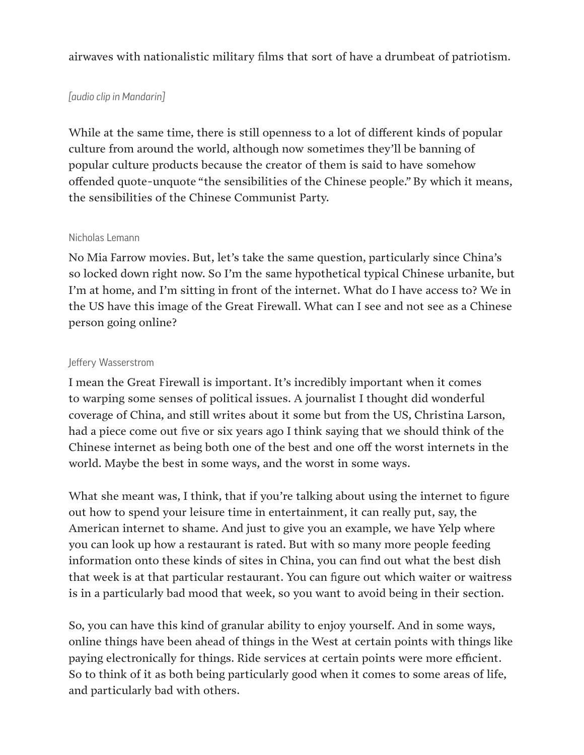airwaves with nationalistic military films that sort of have a drumbeat of patriotism.

*[audio clip in Mandarin]*

While at the same time, there is still openness to a lot of different kinds of popular culture from around the world, although now sometimes they'll be banning of popular culture products because the creator of them is said to have somehow offended quote-unquote "the sensibilities of the Chinese people." By which it means, the sensibilities of the Chinese Communist Party.

Nicholas Lemann

No Mia Farrow movies. But, let's take the same question, particularly since China's so locked down right now. So I'm the same hypothetical typical Chinese urbanite, but I'm at home, and I'm sitting in front of the internet. What do I have access to? We in the US have this image of the Great Firewall. What can I see and not see as a Chinese person going online?

Jeffery Wasserstrom

I mean the Great Firewall is important. It's incredibly important when it comes to warping some senses of political issues. A journalist I thought did wonderful coverage of China, and still writes about it some but from the US, Christina Larson, had a piece come out five or six years ago I think saying that we should think of the Chinese internet as being both one of the best and one off the worst internets in the world. Maybe the best in some ways, and the worst in some ways.

What she meant was, I think, that if you're talking about using the internet to figure out how to spend your leisure time in entertainment, it can really put, say, the American internet to shame. And just to give you an example, we have Yelp where you can look up how a restaurant is rated. But with so many more people feeding information onto these kinds of sites in China, you can find out what the best dish that week is at that particular restaurant. You can figure out which waiter or waitress is in a particularly bad mood that week, so you want to avoid being in their section.

So, you can have this kind of granular ability to enjoy yourself. And in some ways, online things have been ahead of things in the West at certain points with things like paying electronically for things. Ride services at certain points were more efficient. So to think of it as both being particularly good when it comes to some areas of life, and particularly bad with others.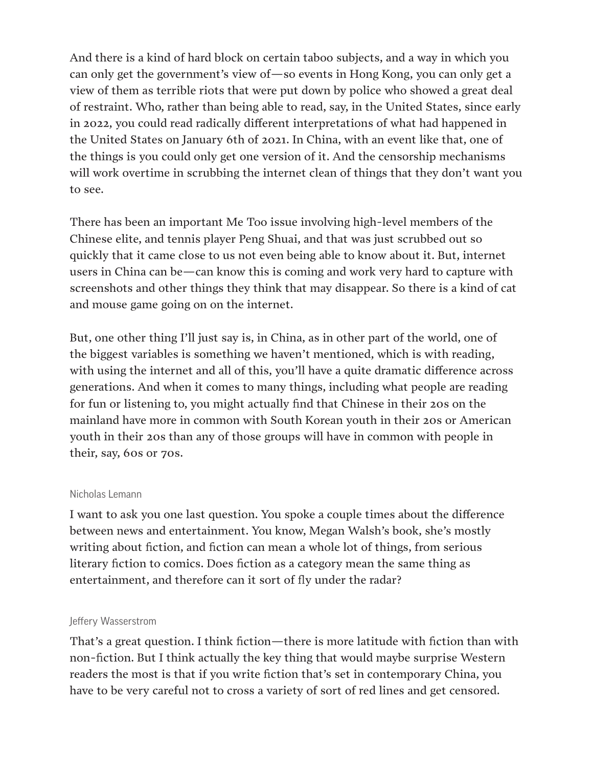And there is a kind of hard block on certain taboo subjects, and a way in which you can only get the government's view of—so events in Hong Kong, you can only get a view of them as terrible riots that were put down by police who showed a great deal of restraint. Who, rather than being able to read, say, in the United States, since early in 2022, you could read radically different interpretations of what had happened in the United States on January 6th of 2021. In China, with an event like that, one of the things is you could only get one version of it. And the censorship mechanisms will work overtime in scrubbing the internet clean of things that they don't want you to see.

There has been an important Me Too issue involving high-level members of the Chinese elite, and tennis player Peng Shuai, and that was just scrubbed out so quickly that it came close to us not even being able to know about it. But, internet users in China can be—can know this is coming and work very hard to capture with screenshots and other things they think that may disappear. So there is a kind of cat and mouse game going on on the internet.

But, one other thing I'll just say is, in China, as in other part of the world, one of the biggest variables is something we haven't mentioned, which is with reading, with using the internet and all of this, you'll have a quite dramatic difference across generations. And when it comes to many things, including what people are reading for fun or listening to, you might actually find that Chinese in their 20s on the mainland have more in common with South Korean youth in their 20s or American youth in their 20s than any of those groups will have in common with people in their, say, 60s or 70s.

Nicholas Lemann

I want to ask you one last question. You spoke a couple times about the difference between news and entertainment. You know, Megan Walsh's book, she's mostly writing about fiction, and fiction can mean a whole lot of things, from serious literary fiction to comics. Does fiction as a category mean the same thing as entertainment, and therefore can it sort of fly under the radar?

Jeffery Wasserstrom

That's a great question. I think fiction—there is more latitude with fiction than with non-fiction. But I think actually the key thing that would maybe surprise Western readers the most is that if you write fiction that's set in contemporary China, you have to be very careful not to cross a variety of sort of red lines and get censored.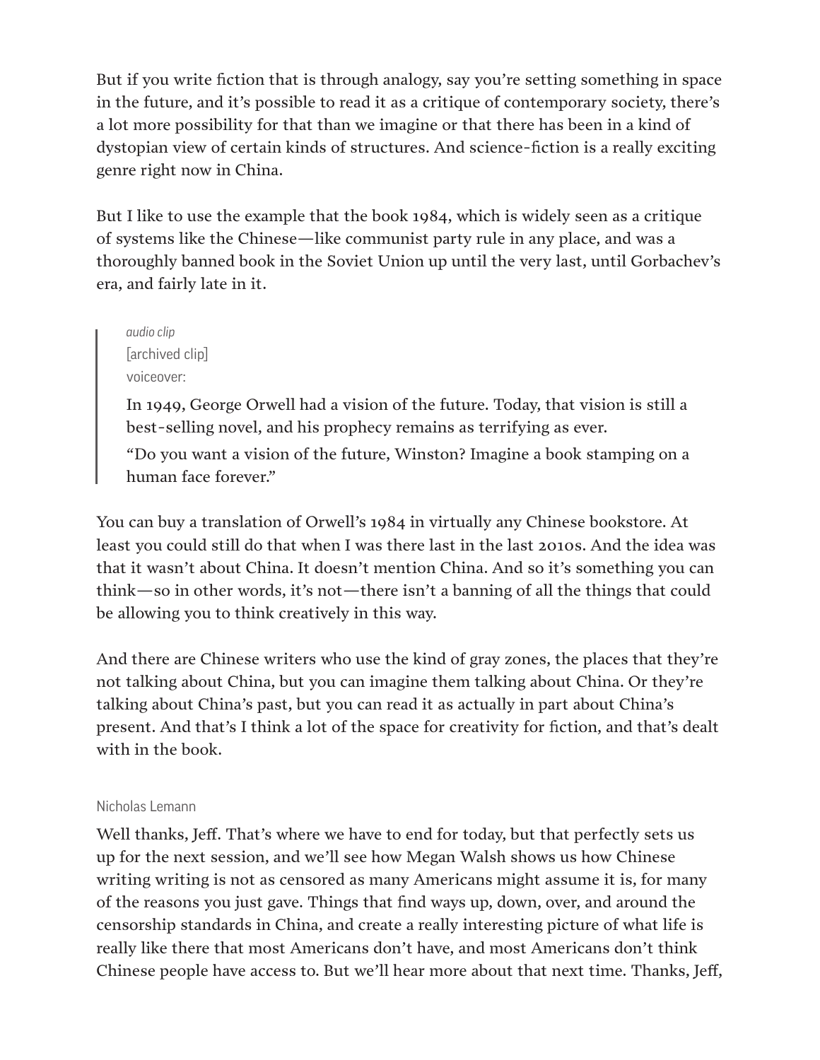But if you write fiction that is through analogy, say you're setting something in space in the future, and it's possible to read it as a critique of contemporary society, there's a lot more possibility for that than we imagine or that there has been in a kind of dystopian view of certain kinds of structures. And science-fiction is a really exciting genre right now in China.

But I like to use the example that the book 1984, which is widely seen as a critique of systems like the Chinese—like communist party rule in any place, and was a thoroughly banned book in the Soviet Union up until the very last, until Gorbachev's era, and fairly late in it.

> *audio clip*
> [archived clip]
> voiceover:
>
> In 1949, George Orwell had a vision of the future. Today, that vision is still a best-selling novel, and his prophecy remains as terrifying as ever.
>
> "Do you want a vision of the future, Winston? Imagine a book stamping on a human face forever."

You can buy a translation of Orwell's 1984 in virtually any Chinese bookstore. At least you could still do that when I was there last in the last 2010s. And the idea was that it wasn't about China. It doesn't mention China. And so it's something you can think—so in other words, it's not—there isn't a banning of all the things that could be allowing you to think creatively in this way.

And there are Chinese writers who use the kind of gray zones, the places that they're not talking about China, but you can imagine them talking about China. Or they're talking about China's past, but you can read it as actually in part about China's present. And that's I think a lot of the space for creativity for fiction, and that's dealt with in the book.

Nicholas Lemann

Well thanks, Jeff. That's where we have to end for today, but that perfectly sets us up for the next session, and we'll see how Megan Walsh shows us how Chinese writing writing is not as censored as many Americans might assume it is, for many of the reasons you just gave. Things that find ways up, down, over, and around the censorship standards in China, and create a really interesting picture of what life is really like there that most Americans don't have, and most Americans don't think Chinese people have access to. But we'll hear more about that next time. Thanks, Jeff,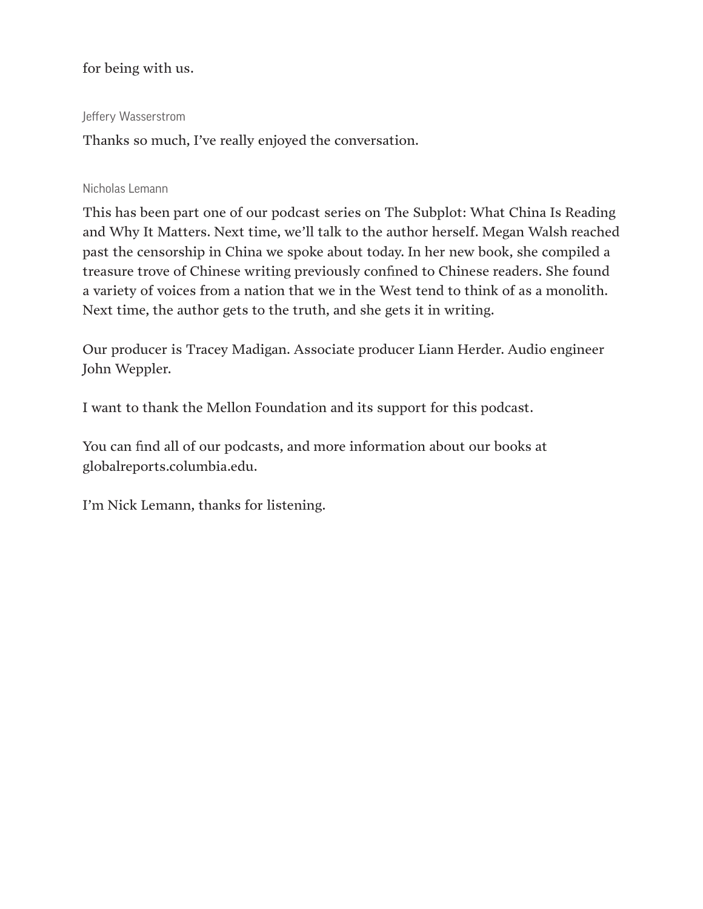for being with us.

Jeffery Wasserstrom

Thanks so much, I've really enjoyed the conversation.

Nicholas Lemann

This has been part one of our podcast series on The Subplot: What China Is Reading and Why It Matters. Next time, we'll talk to the author herself. Megan Walsh reached past the censorship in China we spoke about today. In her new book, she compiled a treasure trove of Chinese writing previously confined to Chinese readers. She found a variety of voices from a nation that we in the West tend to think of as a monolith. Next time, the author gets to the truth, and she gets it in writing.

Our producer is Tracey Madigan. Associate producer Liann Herder. Audio engineer John Weppler.

I want to thank the Mellon Foundation and its support for this podcast.

You can find all of our podcasts, and more information about our books at globalreports.columbia.edu.

I'm Nick Lemann, thanks for listening.